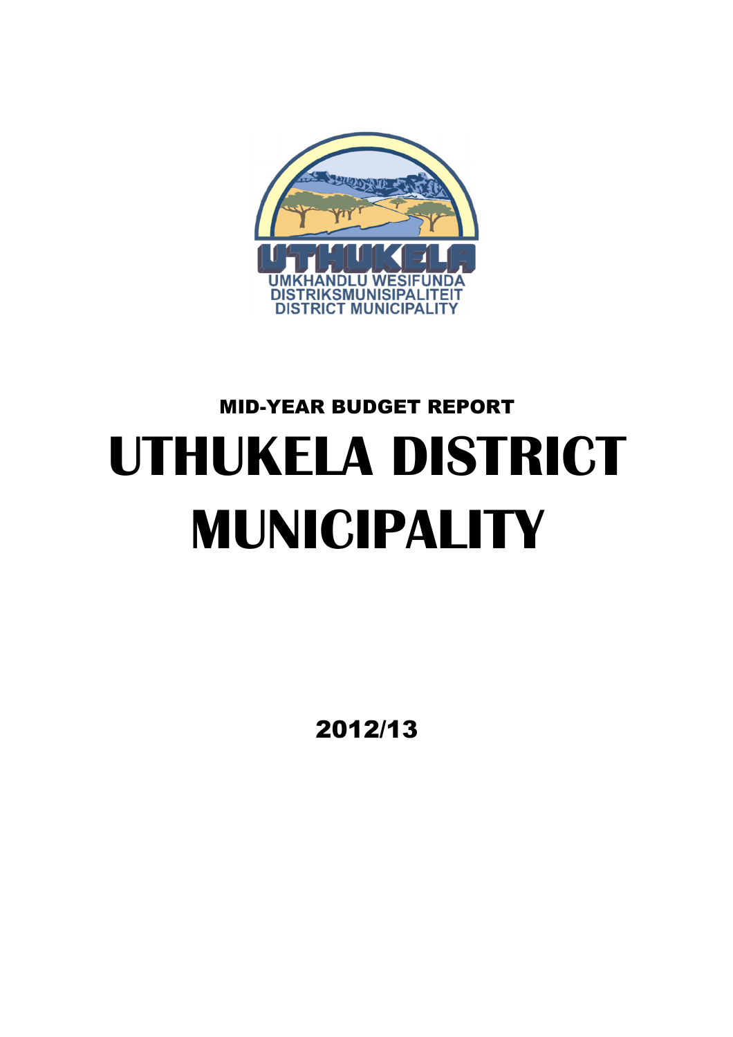MID-YEAR BUDGET REPORT

# UTHUKELA DISTRICT MUNICIPALITY

2012/13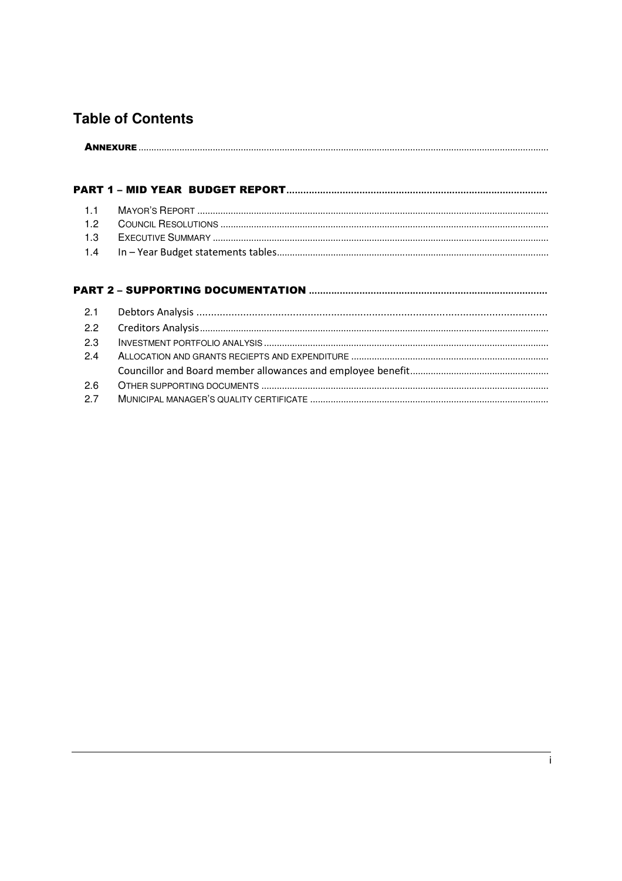# Table of Contents

**ANNEXURE**

**PART 1 – MID YEAR BUDGET REPORT**

- 1.1 MAYOR'S REPORT
- 1.2 COUNCIL RESOLUTIONS
- 1.3 EXECUTIVE SUMMARY
- 1.4 In – Year Budget statements tables

**PART 2 – SUPPORTING DOCUMENTATION**

- 2.1 Debtors Analysis
- 2.2 Creditors Analysis
- 2.3 INVESTMENT PORTFOLIO ANALYSIS
- 2.4 ALLOCATION AND GRANTS RECIEPTS AND EXPENDITURE
- Councillor and Board member allowances and employee benefit
- 2.6 OTHER SUPPORTING DOCUMENTS
- 2.7 MUNICIPAL MANAGER'S QUALITY CERTIFICATE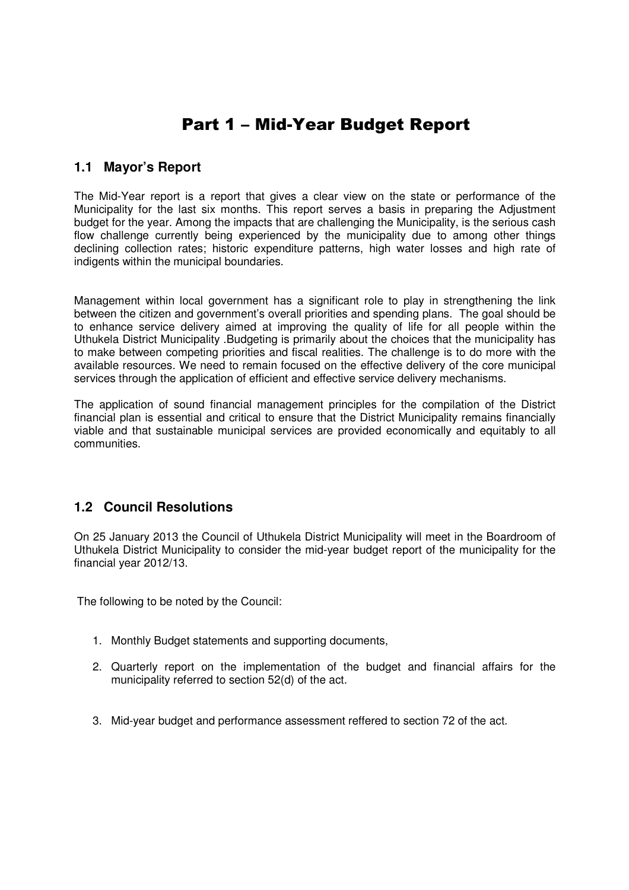# Part 1 – Mid-Year Budget Report

## 1.1 Mayor's Report

The Mid-Year report is a report that gives a clear view on the state or performance of the Municipality for the last six months. This report serves a basis in preparing the Adjustment budget for the year. Among the impacts that are challenging the Municipality, is the serious cash flow challenge currently being experienced by the municipality due to among other things declining collection rates; historic expenditure patterns, high water losses and high rate of indigents within the municipal boundaries.

Management within local government has a significant role to play in strengthening the link between the citizen and government's overall priorities and spending plans. The goal should be to enhance service delivery aimed at improving the quality of life for all people within the Uthukela District Municipality .Budgeting is primarily about the choices that the municipality has to make between competing priorities and fiscal realities. The challenge is to do more with the available resources. We need to remain focused on the effective delivery of the core municipal services through the application of efficient and effective service delivery mechanisms.

The application of sound financial management principles for the compilation of the District financial plan is essential and critical to ensure that the District Municipality remains financially viable and that sustainable municipal services are provided economically and equitably to all communities.

## 1.2 Council Resolutions

On 25 January 2013 the Council of Uthukela District Municipality will meet in the Boardroom of Uthukela District Municipality to consider the mid-year budget report of the municipality for the financial year 2012/13.

The following to be noted by the Council:

1. Monthly Budget statements and supporting documents,
2. Quarterly report on the implementation of the budget and financial affairs for the municipality referred to section 52(d) of the act.
3. Mid-year budget and performance assessment reffered to section 72 of the act.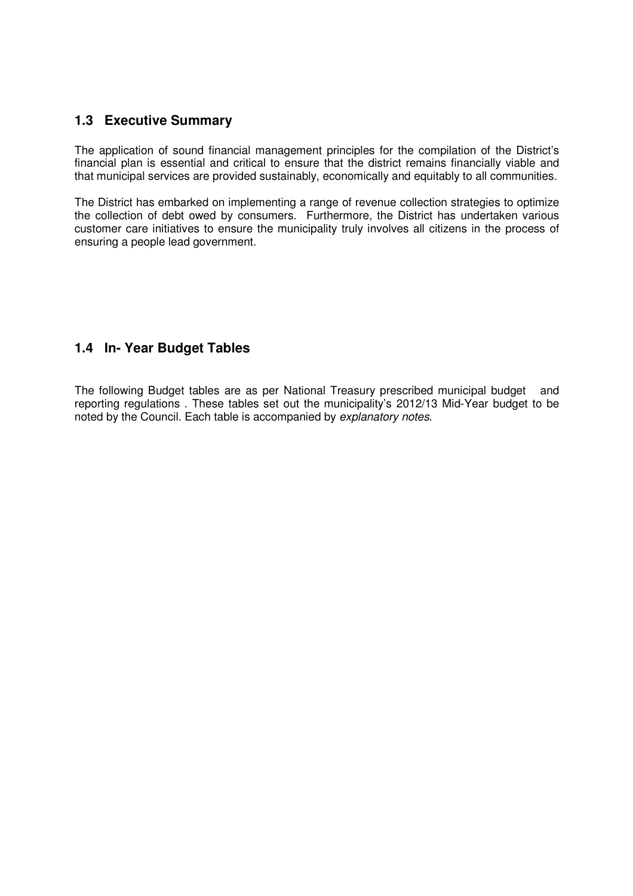## 1.3 Executive Summary

The application of sound financial management principles for the compilation of the District's financial plan is essential and critical to ensure that the district remains financially viable and that municipal services are provided sustainably, economically and equitably to all communities.

The District has embarked on implementing a range of revenue collection strategies to optimize the collection of debt owed by consumers. Furthermore, the District has undertaken various customer care initiatives to ensure the municipality truly involves all citizens in the process of ensuring a people lead government.

## 1.4 In- Year Budget Tables

The following Budget tables are as per National Treasury prescribed municipal budget and reporting regulations . These tables set out the municipality's 2012/13 Mid-Year budget to be noted by the Council. Each table is accompanied by *explanatory notes*.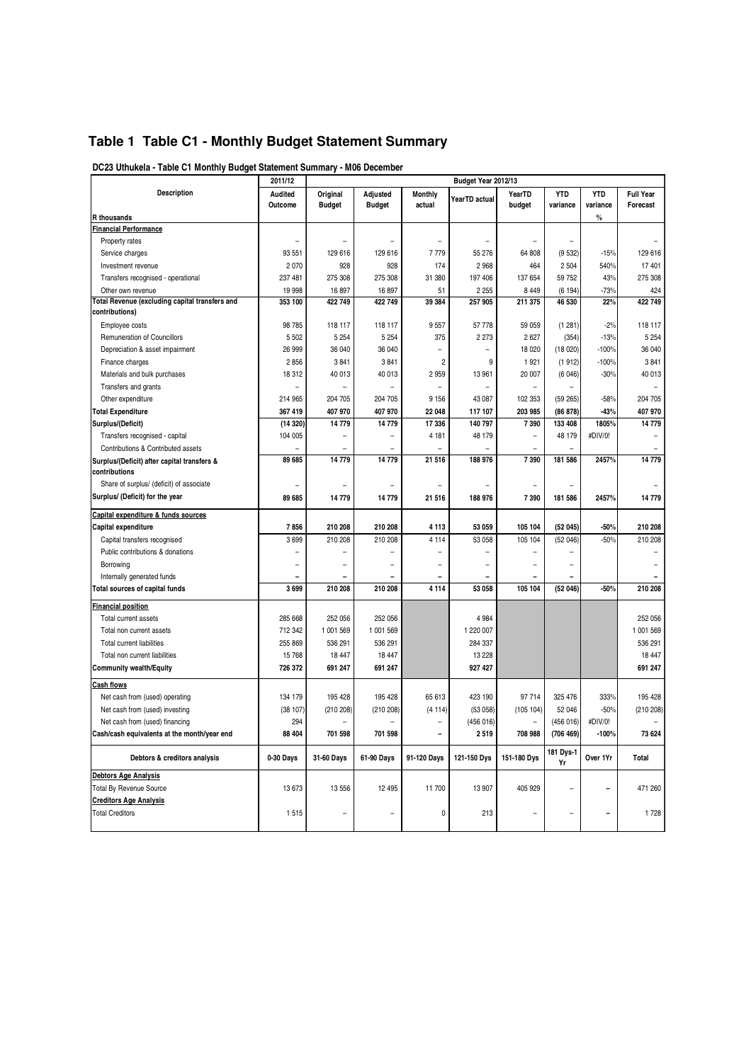# Table 1 Table C1 - Monthly Budget Statement Summary

**DC23 Uthukela - Table C1 Monthly Budget Statement Summary - M06 December**

| Description | 2011/12 | Budget Year 2012/13 | | | | | | | |
|---|---|---|---|---|---|---|---|---|---|
| | Audited Outcome | Original Budget | Adjusted Budget | Monthly actual | YearTD actual | YearTD budget | YTD variance | YTD variance | Full Year Forecast |
| R thousands | | | | | | | | % | |
| **Financial Performance** | | | | | | | | | |
| Property rates | – | – | – | – | – | – | – | | – |
| Service charges | 93 551 | 129 616 | 129 616 | 7 779 | 55 276 | 64 808 | (9 532) | -15% | 129 616 |
| Investment revenue | 2 070 | 928 | 928 | 174 | 2 968 | 464 | 2 504 | 540% | 17 401 |
| Transfers recognised - operational | 237 481 | 275 308 | 275 308 | 31 380 | 197 406 | 137 654 | 59 752 | 43% | 275 308 |
| Other own revenue | 19 998 | 16 897 | 16 897 | 51 | 2 255 | 8 449 | (6 194) | -73% | 424 |
| **Total Revenue (excluding capital transfers and contributions)** | **353 100** | **422 749** | **422 749** | **39 384** | **257 905** | **211 375** | **46 530** | **22%** | **422 749** |
| Employee costs | 98 785 | 118 117 | 118 117 | 9 557 | 57 778 | 59 059 | (1 281) | -2% | 118 117 |
| Remuneration of Councillors | 5 502 | 5 254 | 5 254 | 375 | 2 273 | 2 627 | (354) | -13% | 5 254 |
| Depreciation & asset impairment | 26 999 | 36 040 | 36 040 | – | – | 18 020 | (18 020) | -100% | 36 040 |
| Finance charges | 2 856 | 3 841 | 3 841 | 2 | 9 | 1 921 | (1 912) | -100% | 3 841 |
| Materials and bulk purchases | 18 312 | 40 013 | 40 013 | 2 959 | 13 961 | 20 007 | (6 046) | -30% | 40 013 |
| Transfers and grants | – | – | – | – | – | – | – | | – |
| Other expenditure | 214 965 | 204 705 | 204 705 | 9 156 | 43 087 | 102 353 | (59 265) | -58% | 204 705 |
| **Total Expenditure** | **367 419** | **407 970** | **407 970** | **22 048** | **117 107** | **203 985** | **(86 878)** | **-43%** | **407 970** |
| **Surplus/(Deficit)** | **(14 320)** | **14 779** | **14 779** | **17 336** | **140 797** | **7 390** | **133 408** | **1805%** | **14 779** |
| Transfers recognised - capital | 104 005 | – | – | 4 181 | 48 179 | – | 48 179 | #DIV/0! | – |
| Contributions & Contributed assets | – | – | – | – | – | – | – | | – |
| **Surplus/(Deficit) after capital transfers & contributions** | **89 685** | **14 779** | **14 779** | **21 516** | **188 976** | **7 390** | **181 586** | **2457%** | **14 779** |
| Share of surplus/ (deficit) of associate | – | – | – | – | – | – | – | | – |
| **Surplus/ (Deficit) for the year** | **89 685** | **14 779** | **14 779** | **21 516** | **188 976** | **7 390** | **181 586** | **2457%** | **14 779** |
| **Capital expenditure & funds sources** | | | | | | | | | |
| **Capital expenditure** | **7 856** | **210 208** | **210 208** | **4 113** | **53 059** | **105 104** | **(52 045)** | **-50%** | **210 208** |
| Capital transfers recognised | 3 699 | 210 208 | 210 208 | 4 114 | 53 058 | 105 104 | (52 046) | -50% | 210 208 |
| Public contributions & donations | – | – | – | – | – | – | – | | – |
| Borrowing | – | – | – | – | – | – | – | | – |
| Internally generated funds | – | – | – | – | – | – | – | | – |
| **Total sources of capital funds** | **3 699** | **210 208** | **210 208** | **4 114** | **53 058** | **105 104** | **(52 046)** | **-50%** | **210 208** |
| **Financial position** | | | | | | | | | |
| Total current assets | 285 668 | 252 056 | 252 056 | | 4 984 | | | | 252 056 |
| Total non current assets | 712 342 | 1 001 569 | 1 001 569 | | 1 220 007 | | | | 1 001 569 |
| Total current liabilities | 255 869 | 536 291 | 536 291 | | 284 337 | | | | 536 291 |
| Total non current liabilities | 15 768 | 18 447 | 18 447 | | 13 228 | | | | 18 447 |
| **Community wealth/Equity** | **726 372** | **691 247** | **691 247** | | **927 427** | | | | **691 247** |
| **Cash flows** | | | | | | | | | |
| Net cash from (used) operating | 134 179 | 195 428 | 195 428 | 65 613 | 423 190 | 97 714 | 325 476 | 333% | 195 428 |
| Net cash from (used) investing | (38 107) | (210 208) | (210 208) | (4 114) | (53 058) | (105 104) | 52 046 | -50% | (210 208) |
| Net cash from (used) financing | 294 | – | – | – | (456 016) | – | (456 016) | #DIV/0! | – |
| **Cash/cash equivalents at the month/year end** | **88 404** | **701 598** | **701 598** | **–** | **2 519** | **708 988** | **(706 469)** | **-100%** | **73 624** |

| Debtors & creditors analysis | 0-30 Days | 31-60 Days | 61-90 Days | 91-120 Days | 121-150 Dys | 151-180 Dys | 181 Dys-1 Yr | Over 1Yr | Total |
|---|---|---|---|---|---|---|---|---|---|
| **Debtors Age Analysis** | | | | | | | | | |
| Total By Revenue Source | 13 673 | 13 556 | 12 495 | 11 700 | 13 907 | 405 929 | – | – | 471 260 |
| **Creditors Age Analysis** | | | | | | | | | |
| Total Creditors | 1 515 | – | – | 0 | 213 | – | – | – | 1 728 |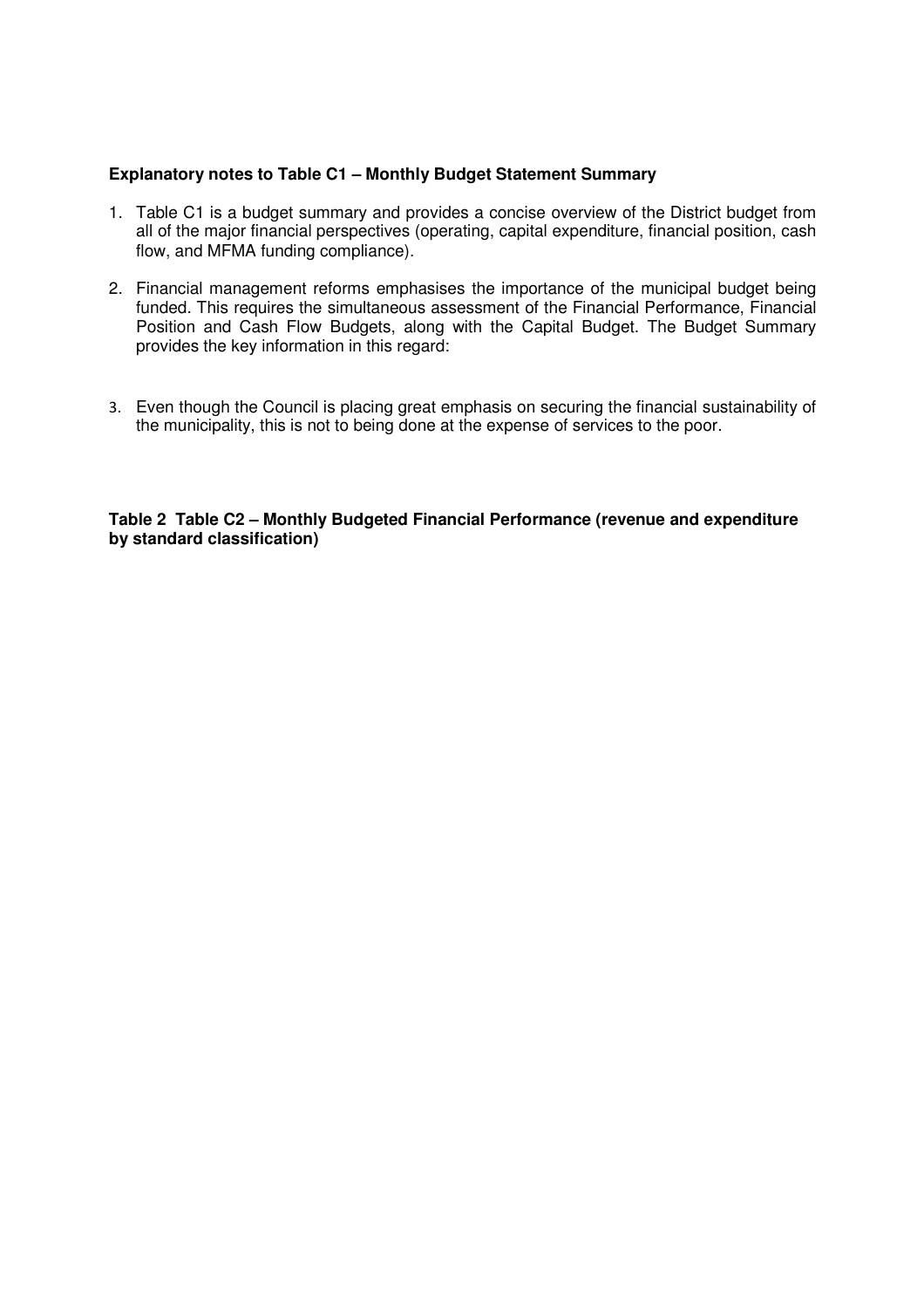**Explanatory notes to Table C1 – Monthly Budget Statement Summary**

1. Table C1 is a budget summary and provides a concise overview of the District budget from all of the major financial perspectives (operating, capital expenditure, financial position, cash flow, and MFMA funding compliance).

2. Financial management reforms emphasises the importance of the municipal budget being funded. This requires the simultaneous assessment of the Financial Performance, Financial Position and Cash Flow Budgets, along with the Capital Budget. The Budget Summary provides the key information in this regard:

3. Even though the Council is placing great emphasis on securing the financial sustainability of the municipality, this is not to being done at the expense of services to the poor.

**Table 2 Table C2 – Monthly Budgeted Financial Performance (revenue and expenditure by standard classification)**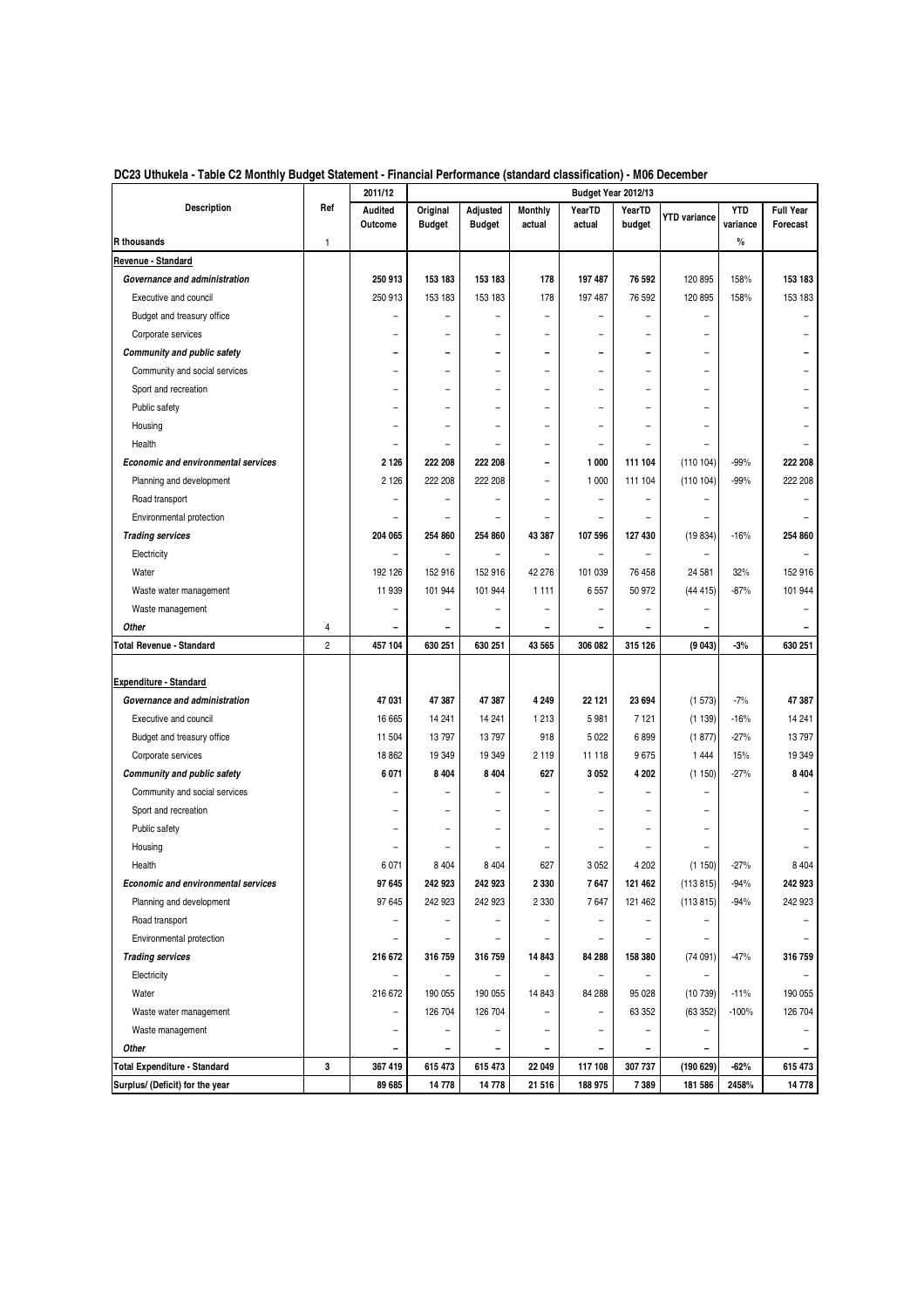## DC23 Uthukela - Table C2 Monthly Budget Statement - Financial Performance (standard classification) - M06 December

| Description | Ref | 2011/12 | Budget Year 2012/13 | | | | | | | |
|---|---|---|---|---|---|---|---|---|---|---|
| | | Audited Outcome | Original Budget | Adjusted Budget | Monthly actual | YearTD actual | YearTD budget | YTD variance | YTD variance | Full Year Forecast |
| R thousands | 1 | | | | | | | | % | |
| **Revenue - Standard** | | | | | | | | | | |
| ***Governance and administration*** | | **250 913** | **153 183** | **153 183** | **178** | **197 487** | **76 592** | 120 895 | 158% | **153 183** |
| Executive and council | | 250 913 | 153 183 | 153 183 | 178 | 197 487 | 76 592 | 120 895 | 158% | 153 183 |
| Budget and treasury office | | – | – | – | – | – | – | – | | – |
| Corporate services | | – | – | – | – | – | – | – | | – |
| ***Community and public safety*** | | **–** | **–** | **–** | **–** | **–** | **–** | – | | **–** |
| Community and social services | | – | – | – | – | – | – | – | | – |
| Sport and recreation | | – | – | – | – | – | – | – | | – |
| Public safety | | – | – | – | – | – | – | – | | – |
| Housing | | – | – | – | – | – | – | – | | – |
| Health | | – | – | – | – | – | – | – | | – |
| ***Economic and environmental services*** | | **2 126** | **222 208** | **222 208** | **–** | **1 000** | **111 104** | (110 104) | -99% | **222 208** |
| Planning and development | | 2 126 | 222 208 | 222 208 | – | 1 000 | 111 104 | (110 104) | -99% | 222 208 |
| Road transport | | – | – | – | – | – | – | – | | – |
| Environmental protection | | – | – | – | – | – | – | – | | – |
| ***Trading services*** | | **204 065** | **254 860** | **254 860** | **43 387** | **107 596** | **127 430** | (19 834) | -16% | **254 860** |
| Electricity | | – | – | – | – | – | – | – | | – |
| Water | | 192 126 | 152 916 | 152 916 | 42 276 | 101 039 | 76 458 | 24 581 | 32% | 152 916 |
| Waste water management | | 11 939 | 101 944 | 101 944 | 1 111 | 6 557 | 50 972 | (44 415) | -87% | 101 944 |
| Waste management | | – | – | – | – | – | – | – | | – |
| ***Other*** | 4 | **–** | **–** | **–** | **–** | **–** | **–** | **–** | | **–** |
| **Total Revenue - Standard** | 2 | **457 104** | **630 251** | **630 251** | **43 565** | **306 082** | **315 126** | **(9 043)** | **-3%** | **630 251** |
| | | | | | | | | | | |
| **Expenditure - Standard** | | | | | | | | | | |
| ***Governance and administration*** | | **47 031** | **47 387** | **47 387** | **4 249** | **22 121** | **23 694** | (1 573) | -7% | **47 387** |
| Executive and council | | 16 665 | 14 241 | 14 241 | 1 213 | 5 981 | 7 121 | (1 139) | -16% | 14 241 |
| Budget and treasury office | | 11 504 | 13 797 | 13 797 | 918 | 5 022 | 6 899 | (1 877) | -27% | 13 797 |
| Corporate services | | 18 862 | 19 349 | 19 349 | 2 119 | 11 118 | 9 675 | 1 444 | 15% | 19 349 |
| ***Community and public safety*** | | **6 071** | **8 404** | **8 404** | **627** | **3 052** | **4 202** | (1 150) | -27% | **8 404** |
| Community and social services | | – | – | – | – | – | – | – | | – |
| Sport and recreation | | – | – | – | – | – | – | – | | – |
| Public safety | | – | – | – | – | – | – | – | | – |
| Housing | | – | – | – | – | – | – | – | | – |
| Health | | 6 071 | 8 404 | 8 404 | 627 | 3 052 | 4 202 | (1 150) | -27% | 8 404 |
| ***Economic and environmental services*** | | **97 645** | **242 923** | **242 923** | **2 330** | **7 647** | **121 462** | (113 815) | -94% | **242 923** |
| Planning and development | | 97 645 | 242 923 | 242 923 | 2 330 | 7 647 | 121 462 | (113 815) | -94% | 242 923 |
| Road transport | | – | – | – | – | – | – | – | | – |
| Environmental protection | | – | – | – | – | – | – | – | | – |
| ***Trading services*** | | **216 672** | **316 759** | **316 759** | **14 843** | **84 288** | **158 380** | (74 091) | -47% | **316 759** |
| Electricity | | – | – | – | – | – | – | – | | – |
| Water | | 216 672 | 190 055 | 190 055 | 14 843 | 84 288 | 95 028 | (10 739) | -11% | 190 055 |
| Waste water management | | – | 126 704 | 126 704 | – | – | 63 352 | (63 352) | -100% | 126 704 |
| Waste management | | – | – | – | – | – | – | – | | – |
| ***Other*** | | **–** | **–** | **–** | **–** | **–** | **–** | **–** | | **–** |
| **Total Expenditure - Standard** | 3 | **367 419** | **615 473** | **615 473** | **22 049** | **117 108** | **307 737** | **(190 629)** | **-62%** | **615 473** |
| **Surplus/ (Deficit) for the year** | | **89 685** | **14 778** | **14 778** | **21 516** | **188 975** | **7 389** | **181 586** | **2458%** | **14 778** |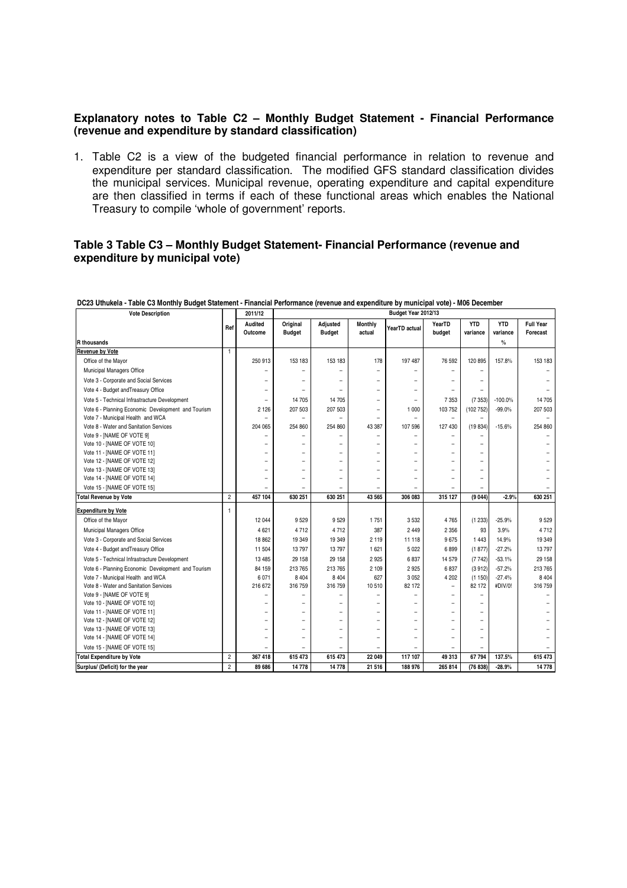## Explanatory notes to Table C2 – Monthly Budget Statement - Financial Performance (revenue and expenditure by standard classification)

1. Table C2 is a view of the budgeted financial performance in relation to revenue and expenditure per standard classification. The modified GFS standard classification divides the municipal services. Municipal revenue, operating expenditure and capital expenditure are then classified in terms if each of these functional areas which enables the National Treasury to compile 'whole of government' reports.

## Table 3 Table C3 – Monthly Budget Statement- Financial Performance (revenue and expenditure by municipal vote)

**DC23 Uthukela - Table C3 Monthly Budget Statement - Financial Performance (revenue and expenditure by municipal vote) - M06 December**

| Vote Description | Ref | 2011/12 | Budget Year 2012/13 | | | | | | | |
|---|---|---|---|---|---|---|---|---|---|---|
| | | Audited Outcome | Original Budget | Adjusted Budget | Monthly actual | YearTD actual | YearTD budget | YTD variance | YTD variance | Full Year Forecast |
| R thousands | | | | | | | | | % | |
| **Revenue by Vote** | 1 | | | | | | | | | |
| Office of the Mayor | | 250 913 | 153 183 | 153 183 | 178 | 197 487 | 76 592 | 120 895 | 157.8% | 153 183 |
| Municipal Managers Office | | – | – | – | – | – | – | – | | – |
| Vote 3 - Corporate and Social Services | | – | – | – | – | – | – | – | | – |
| Vote 4 - Budget andTreasury Office | | – | – | – | – | – | – | – | | – |
| Vote 5 - Technical Infrastracture Development | | – | 14 705 | 14 705 | – | – | 7 353 | (7 353) | -100.0% | 14 705 |
| Vote 6 - Planning Economic Development and Tourism | | 2 126 | 207 503 | 207 503 | – | 1 000 | 103 752 | (102 752) | -99.0% | 207 503 |
| Vote 7 - Municipal Health and WCA | | – | – | – | – | – | – | – | | – |
| Vote 8 - Water and Sanitation Services | | 204 065 | 254 860 | 254 860 | 43 387 | 107 596 | 127 430 | (19 834) | -15.6% | 254 860 |
| Vote 9 - [NAME OF VOTE 9] | | – | – | – | – | – | – | – | | – |
| Vote 10 - [NAME OF VOTE 10] | | – | – | – | – | – | – | – | | – |
| Vote 11 - [NAME OF VOTE 11] | | – | – | – | – | – | – | – | | – |
| Vote 12 - [NAME OF VOTE 12] | | – | – | – | – | – | – | – | | – |
| Vote 13 - [NAME OF VOTE 13] | | – | – | – | – | – | – | – | | – |
| Vote 14 - [NAME OF VOTE 14] | | – | – | – | – | – | – | – | | – |
| Vote 15 - [NAME OF VOTE 15] | | – | – | – | – | – | – | – | | – |
| **Total Revenue by Vote** | 2 | **457 104** | **630 251** | **630 251** | **43 565** | **306 083** | **315 127** | **(9 044)** | **-2.9%** | **630 251** |
| **Expenditure by Vote** | 1 | | | | | | | | | |
| Office of the Mayor | | 12 044 | 9 529 | 9 529 | 1 751 | 3 532 | 4 765 | (1 233) | -25.9% | 9 529 |
| Municipal Managers Office | | 4 621 | 4 712 | 4 712 | 387 | 2 449 | 2 356 | 93 | 3.9% | 4 712 |
| Vote 3 - Corporate and Social Services | | 18 862 | 19 349 | 19 349 | 2 119 | 11 118 | 9 675 | 1 443 | 14.9% | 19 349 |
| Vote 4 - Budget andTreasury Office | | 11 504 | 13 797 | 13 797 | 1 621 | 5 022 | 6 899 | (1 877) | -27.2% | 13 797 |
| Vote 5 - Technical Infrastracture Development | | 13 485 | 29 158 | 29 158 | 2 925 | 6 837 | 14 579 | (7 742) | -53.1% | 29 158 |
| Vote 6 - Planning Economic Development and Tourism | | 84 159 | 213 765 | 213 765 | 2 109 | 2 925 | 6 837 | (3 912) | -57.2% | 213 765 |
| Vote 7 - Municipal Health and WCA | | 6 071 | 8 404 | 8 404 | 627 | 3 052 | 4 202 | (1 150) | -27.4% | 8 404 |
| Vote 8 - Water and Sanitation Services | | 216 672 | 316 759 | 316 759 | 10 510 | 82 172 | – | 82 172 | #DIV/0! | 316 759 |
| Vote 9 - [NAME OF VOTE 9] | | – | – | – | – | – | – | – | | – |
| Vote 10 - [NAME OF VOTE 10] | | – | – | – | – | – | – | – | | – |
| Vote 11 - [NAME OF VOTE 11] | | – | – | – | – | – | – | – | | – |
| Vote 12 - [NAME OF VOTE 12] | | – | – | – | – | – | – | – | | – |
| Vote 13 - [NAME OF VOTE 13] | | – | – | – | – | – | – | – | | – |
| Vote 14 - [NAME OF VOTE 14] | | – | – | – | – | – | – | – | | – |
| Vote 15 - [NAME OF VOTE 15] | | – | – | – | – | – | – | – | | – |
| **Total Expenditure by Vote** | 2 | **367 418** | **615 473** | **615 473** | **22 049** | **117 107** | **49 313** | **67 794** | **137.5%** | **615 473** |
| **Surplus/ (Deficit) for the year** | 2 | **89 686** | **14 778** | **14 778** | **21 516** | **188 976** | **265 814** | **(76 838)** | **-28.9%** | **14 778** |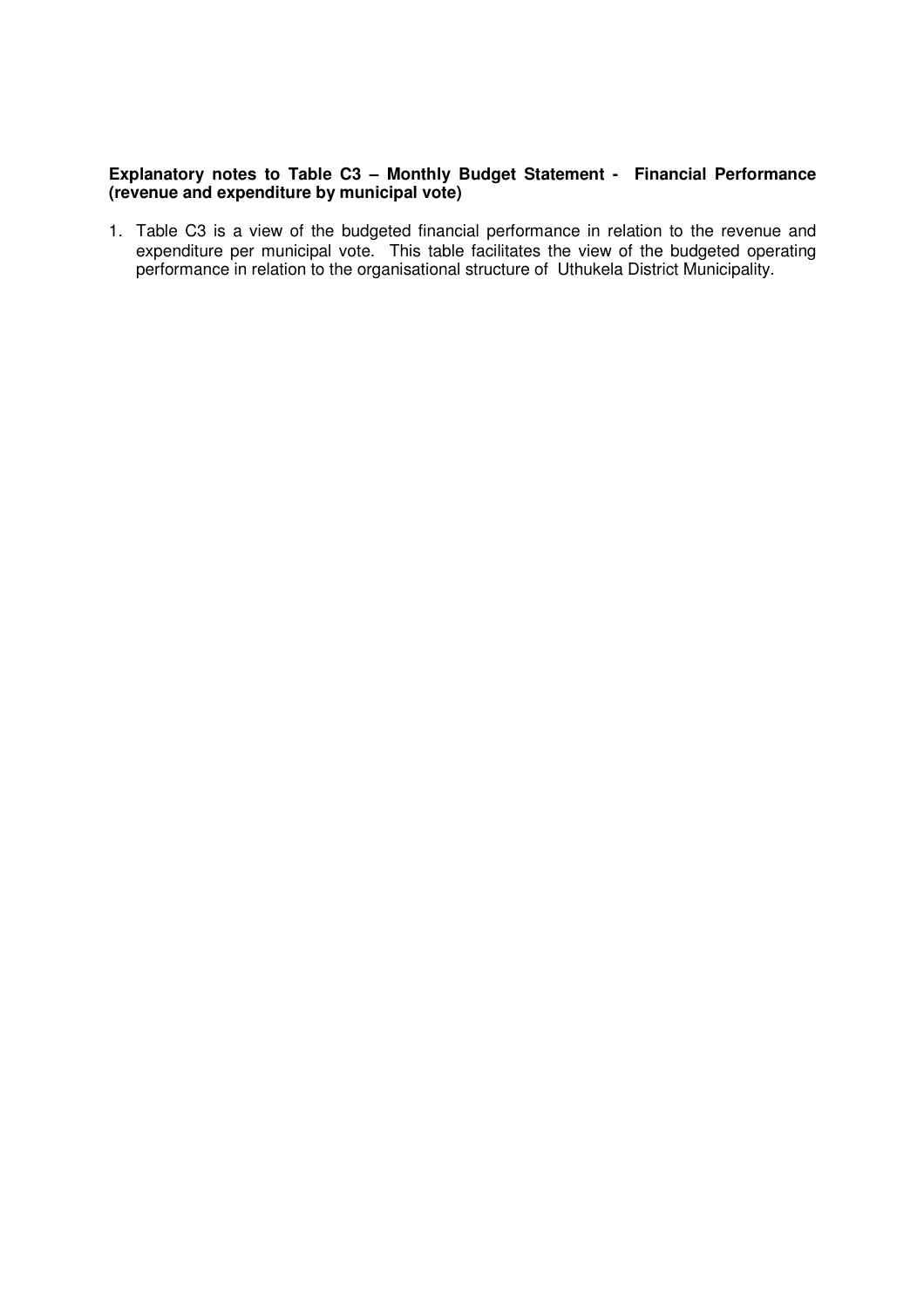**Explanatory notes to Table C3 – Monthly Budget Statement - Financial Performance (revenue and expenditure by municipal vote)**

1. Table C3 is a view of the budgeted financial performance in relation to the revenue and expenditure per municipal vote. This table facilitates the view of the budgeted operating performance in relation to the organisational structure of Uthukela District Municipality.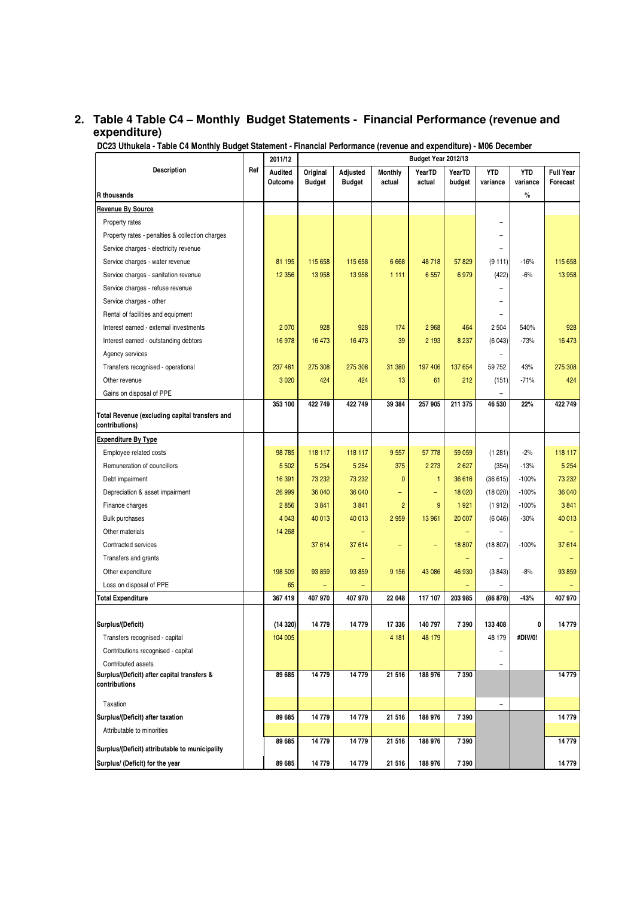## 2. Table 4 Table C4 – Monthly Budget Statements - Financial Performance (revenue and expenditure)

**DC23 Uthukela - Table C4 Monthly Budget Statement - Financial Performance (revenue and expenditure) - M06 December**

| Description | Ref | 2011/12 | Budget Year 2012/13 | | | | | | | |
|---|---|---|---|---|---|---|---|---|---|---|
| | | Audited Outcome | Original Budget | Adjusted Budget | Monthly actual | YearTD actual | YearTD budget | YTD variance | YTD variance | Full Year Forecast |
| R thousands | | | | | | | | | % | |
| **Revenue By Source** | | | | | | | | | | |
| Property rates | | | | | | | | – | | |
| Property rates - penalties & collection charges | | | | | | | | – | | |
| Service charges - electricity revenue | | | | | | | | – | | |
| Service charges - water revenue | | 81 195 | 115 658 | 115 658 | 6 668 | 48 718 | 57 829 | (9 111) | -16% | 115 658 |
| Service charges - sanitation revenue | | 12 356 | 13 958 | 13 958 | 1 111 | 6 557 | 6 979 | (422) | -6% | 13 958 |
| Service charges - refuse revenue | | | | | | | | – | | |
| Service charges - other | | | | | | | | – | | |
| Rental of facilities and equipment | | | | | | | | – | | |
| Interest earned - external investments | | 2 070 | 928 | 928 | 174 | 2 968 | 464 | 2 504 | 540% | 928 |
| Interest earned - outstanding debtors | | 16 978 | 16 473 | 16 473 | 39 | 2 193 | 8 237 | (6 043) | -73% | 16 473 |
| Agency services | | | | | | | | – | | |
| Transfers recognised - operational | | 237 481 | 275 308 | 275 308 | 31 380 | 197 406 | 137 654 | 59 752 | 43% | 275 308 |
| Other revenue | | 3 020 | 424 | 424 | 13 | 61 | 212 | (151) | -71% | 424 |
| Gains on disposal of PPE | | | | | | | | – | | |
| **Total Revenue (excluding capital transfers and contributions)** | | **353 100** | **422 749** | **422 749** | **39 384** | **257 905** | **211 375** | **46 530** | **22%** | **422 749** |
| **Expenditure By Type** | | | | | | | | | | |
| Employee related costs | | 98 785 | 118 117 | 118 117 | 9 557 | 57 778 | 59 059 | (1 281) | -2% | 118 117 |
| Remuneration of councillors | | 5 502 | 5 254 | 5 254 | 375 | 2 273 | 2 627 | (354) | -13% | 5 254 |
| Debt impairment | | 16 391 | 73 232 | 73 232 | 0 | 1 | 36 616 | (36 615) | -100% | 73 232 |
| Depreciation & asset impairment | | 26 999 | 36 040 | 36 040 | – | – | 18 020 | (18 020) | -100% | 36 040 |
| Finance charges | | 2 856 | 3 841 | 3 841 | 2 | 9 | 1 921 | (1 912) | -100% | 3 841 |
| Bulk purchases | | 4 043 | 40 013 | 40 013 | 2 959 | 13 961 | 20 007 | (6 046) | -30% | 40 013 |
| Other materials | | 14 268 | | – | | | – | – | | – |
| Contracted services | | | 37 614 | 37 614 | – | – | 18 807 | (18 807) | -100% | 37 614 |
| Transfers and grants | | | | – | | | – | – | | – |
| Other expenditure | | 198 509 | 93 859 | 93 859 | 9 156 | 43 086 | 46 930 | (3 843) | -8% | 93 859 |
| Loss on disposal of PPE | | 65 | – | – | | | – | – | | – |
| **Total Expenditure** | | **367 419** | **407 970** | **407 970** | **22 048** | **117 107** | **203 985** | **(86 878)** | **-43%** | **407 970** |
| **Surplus/(Deficit)** | | **(14 320)** | **14 779** | **14 779** | **17 336** | **140 797** | **7 390** | **133 408** | **0** | **14 779** |
| Transfers recognised - capital | | 104 005 | | | 4 181 | 48 179 | | 48 179 | #DIV/0! | |
| Contributions recognised - capital | | | | | | | | – | | |
| Contributed assets | | | | | | | | – | | |
| **Surplus/(Deficit) after capital transfers & contributions** | | **89 685** | **14 779** | **14 779** | **21 516** | **188 976** | **7 390** | | | **14 779** |
| Taxation | | | | | | | | – | | |
| **Surplus/(Deficit) after taxation** | | **89 685** | **14 779** | **14 779** | **21 516** | **188 976** | **7 390** | | | **14 779** |
| Attributable to minorities | | | | | | | | | | |
| **Surplus/(Deficit) attributable to municipality** | | **89 685** | **14 779** | **14 779** | **21 516** | **188 976** | **7 390** | | | **14 779** |
| **Surplus/ (Deficit) for the year** | | **89 685** | **14 779** | **14 779** | **21 516** | **188 976** | **7 390** | | | **14 779** |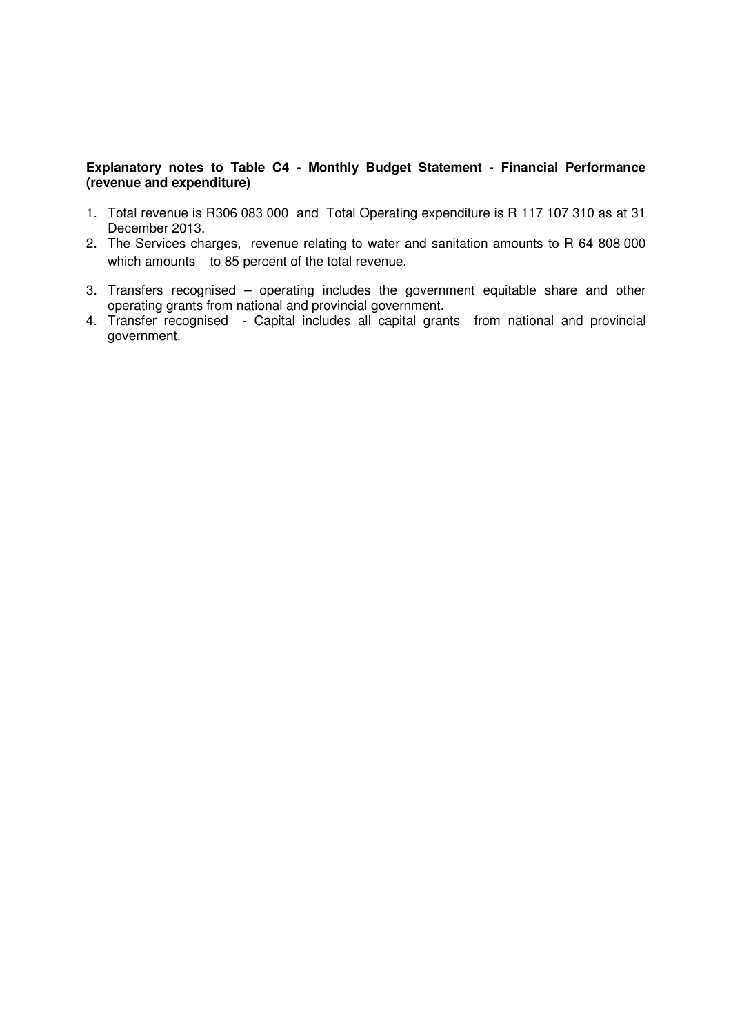**Explanatory notes to Table C4 - Monthly Budget Statement - Financial Performance (revenue and expenditure)**

1. Total revenue is R306 083 000 and Total Operating expenditure is R 117 107 310 as at 31 December 2013.
2. The Services charges, revenue relating to water and sanitation amounts to R 64 808 000 which amounts to 85 percent of the total revenue.
3. Transfers recognised – operating includes the government equitable share and other operating grants from national and provincial government.
4. Transfer recognised - Capital includes all capital grants from national and provincial government.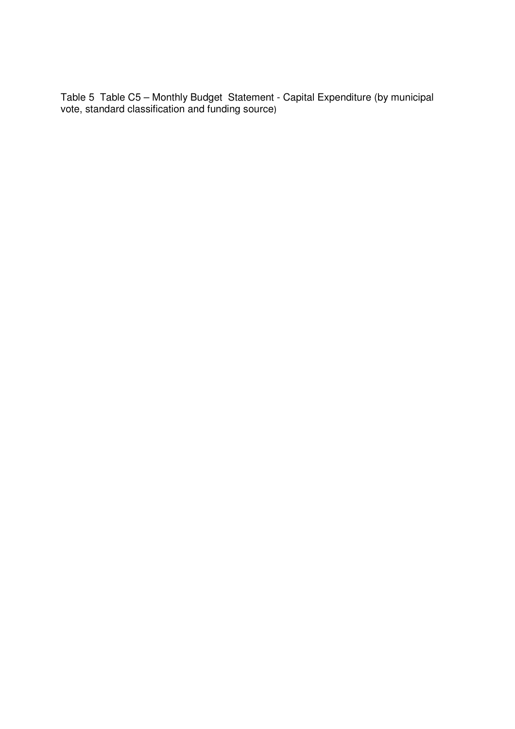Table 5 Table C5 – Monthly Budget Statement - Capital Expenditure (by municipal vote, standard classification and funding source)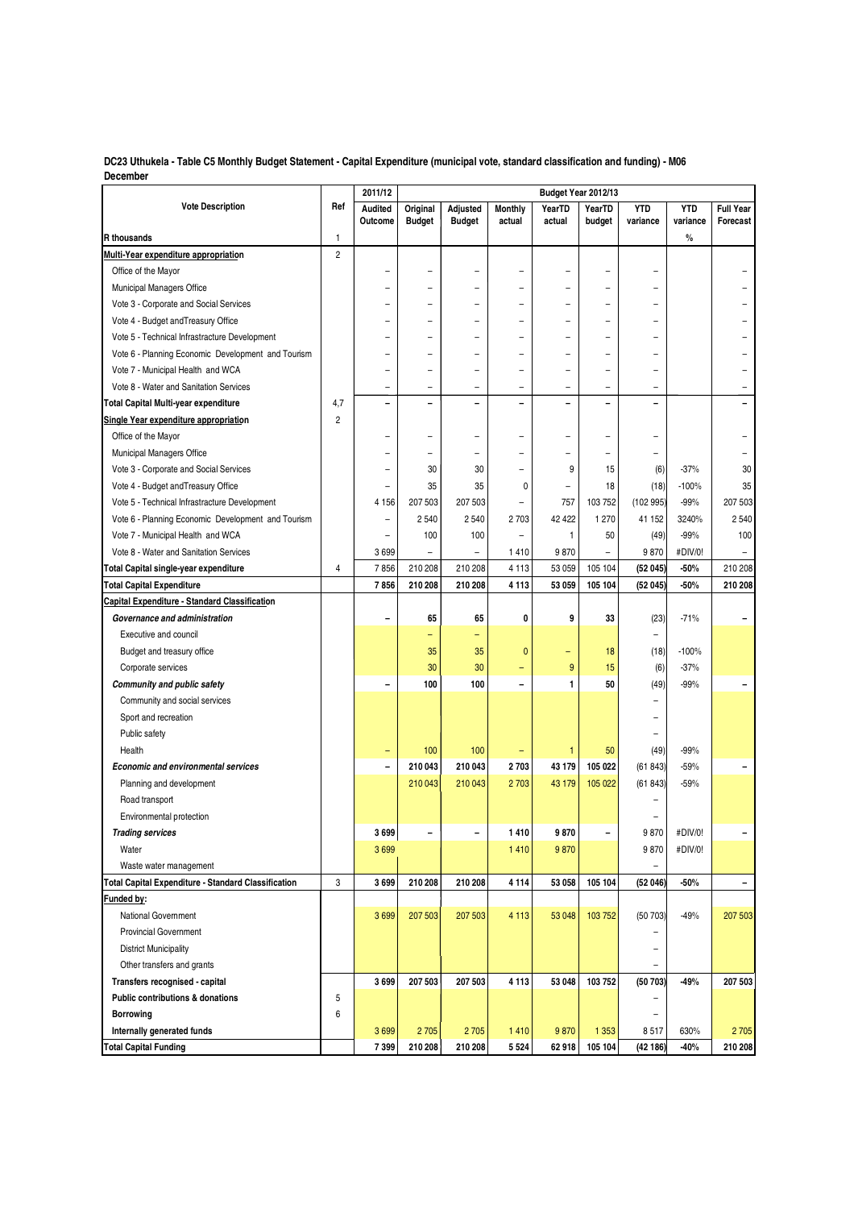**DC23 Uthukela - Table C5 Monthly Budget Statement - Capital Expenditure (municipal vote, standard classification and funding) - M06 December**

| Vote Description | Ref | 2011/12 | Budget Year 2012/13 | | | | | | | |
|---|---|---|---|---|---|---|---|---|---|---|
| | | Audited Outcome | Original Budget | Adjusted Budget | Monthly actual | YearTD actual | YearTD budget | YTD variance | YTD variance | Full Year Forecast |
| **R thousands** | 1 | | | | | | | | % | |
| **Multi-Year expenditure appropriation** | 2 | | | | | | | | | |
| Office of the Mayor | | – | – | – | – | – | – | – | | – |
| Municipal Managers Office | | – | – | – | – | – | – | – | | – |
| Vote 3 - Corporate and Social Services | | – | – | – | – | – | – | – | | – |
| Vote 4 - Budget andTreasury Office | | – | – | – | – | – | – | – | | – |
| Vote 5 - Technical Infrastracture Development | | – | – | – | – | – | – | – | | – |
| Vote 6 - Planning Economic Development and Tourism | | – | – | – | – | – | – | – | | – |
| Vote 7 - Municipal Health and WCA | | – | – | – | – | – | – | – | | – |
| Vote 8 - Water and Sanitation Services | | – | – | – | – | – | – | – | | – |
| **Total Capital Multi-year expenditure** | 4,7 | – | – | – | – | – | – | – | | – |
| **Single Year expenditure appropriation** | 2 | | | | | | | | | |
| Office of the Mayor | | – | – | – | – | – | – | – | | – |
| Municipal Managers Office | | – | – | – | – | – | – | – | | – |
| Vote 3 - Corporate and Social Services | | – | 30 | 30 | – | 9 | 15 | (6) | -37% | 30 |
| Vote 4 - Budget andTreasury Office | | – | 35 | 35 | 0 | – | 18 | (18) | -100% | 35 |
| Vote 5 - Technical Infrastracture Development | | 4 156 | 207 503 | 207 503 | – | 757 | 103 752 | (102 995) | -99% | 207 503 |
| Vote 6 - Planning Economic Development and Tourism | | – | 2 540 | 2 540 | 2 703 | 42 422 | 1 270 | 41 152 | 3240% | 2 540 |
| Vote 7 - Municipal Health and WCA | | – | 100 | 100 | – | 1 | 50 | (49) | -99% | 100 |
| Vote 8 - Water and Sanitation Services | | 3 699 | – | – | 1 410 | 9 870 | – | 9 870 | #DIV/0! | – |
| **Total Capital single-year expenditure** | 4 | **7 856** | **210 208** | **210 208** | **4 113** | **53 059** | **105 104** | **(52 045)** | **-50%** | **210 208** |
| **Total Capital Expenditure** | | **7 856** | **210 208** | **210 208** | **4 113** | **53 059** | **105 104** | **(52 045)** | **-50%** | **210 208** |
| **Capital Expenditure - Standard Classification** | | | | | | | | | | |
| ***Governance and administration*** | | – | 65 | 65 | 0 | 9 | 33 | (23) | -71% | – |
| Executive and council | | | – | – | | | | – | | |
| Budget and treasury office | | | 35 | 35 | 0 | – | 18 | (18) | -100% | |
| Corporate services | | | 30 | 30 | – | 9 | 15 | (6) | -37% | |
| ***Community and public safety*** | | – | 100 | 100 | – | 1 | 50 | (49) | -99% | – |
| Community and social services | | | | | | | | – | | |
| Sport and recreation | | | | | | | | – | | |
| Public safety | | | | | | | | – | | |
| Health | | – | 100 | 100 | – | 1 | 50 | (49) | -99% | |
| ***Economic and environmental services*** | | – | 210 043 | 210 043 | 2 703 | 43 179 | 105 022 | (61 843) | -59% | – |
| Planning and development | | | 210 043 | 210 043 | 2 703 | 43 179 | 105 022 | (61 843) | -59% | |
| Road transport | | | | | | | | – | | |
| Environmental protection | | | | | | | | – | | |
| ***Trading services*** | | 3 699 | – | – | 1 410 | 9 870 | – | 9 870 | #DIV/0! | – |
| Water | | 3 699 | | | 1 410 | 9 870 | | 9 870 | #DIV/0! | |
| Waste water management | | | | | | | | – | | |
| **Total Capital Expenditure - Standard Classification** | 3 | **3 699** | **210 208** | **210 208** | **4 114** | **53 058** | **105 104** | **(52 046)** | **-50%** | **–** |
| **Funded by:** | | | | | | | | | | |
| National Government | | 3 699 | 207 503 | 207 503 | 4 113 | 53 048 | 103 752 | (50 703) | -49% | 207 503 |
| Provincial Government | | | | | | | | – | | |
| District Municipality | | | | | | | | – | | |
| Other transfers and grants | | | | | | | | – | | |
| **Transfers recognised - capital** | | **3 699** | **207 503** | **207 503** | **4 113** | **53 048** | **103 752** | **(50 703)** | **-49%** | **207 503** |
| **Public contributions & donations** | 5 | | | | | | | – | | |
| **Borrowing** | 6 | | | | | | | – | | |
| **Internally generated funds** | | 3 699 | 2 705 | 2 705 | 1 410 | 9 870 | 1 353 | 8 517 | 630% | 2 705 |
| **Total Capital Funding** | | **7 399** | **210 208** | **210 208** | **5 524** | **62 918** | **105 104** | **(42 186)** | **-40%** | **210 208** |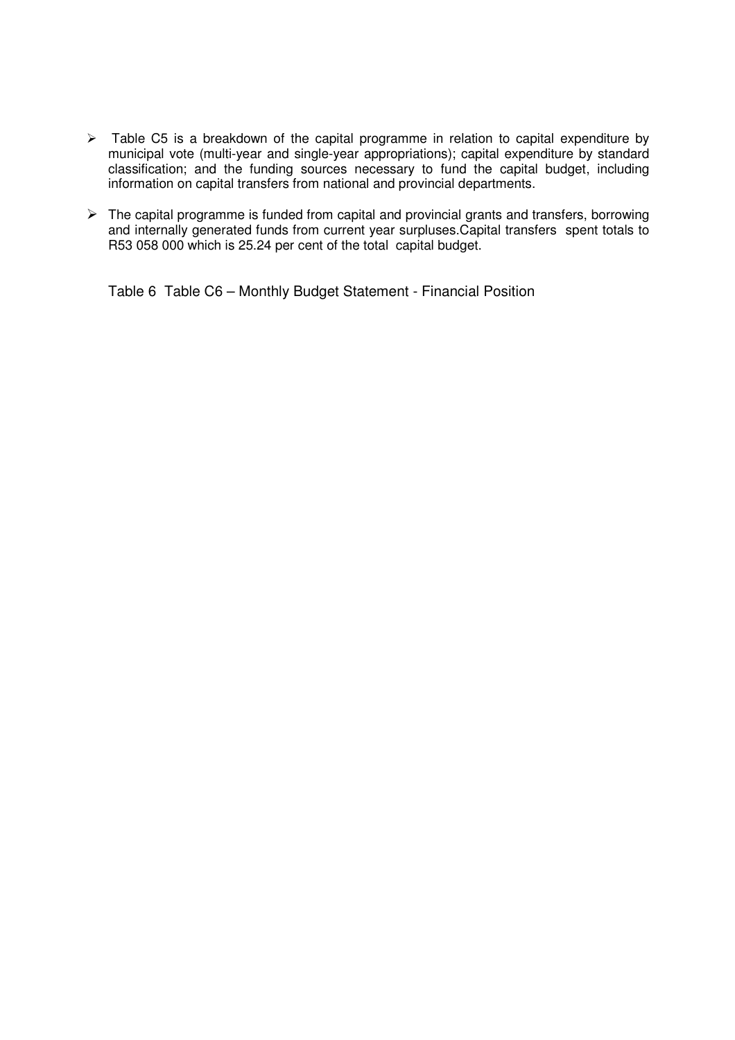- Table C5 is a breakdown of the capital programme in relation to capital expenditure by municipal vote (multi-year and single-year appropriations); capital expenditure by standard classification; and the funding sources necessary to fund the capital budget, including information on capital transfers from national and provincial departments.

- The capital programme is funded from capital and provincial grants and transfers, borrowing and internally generated funds from current year surpluses.Capital transfers spent totals to R53 058 000 which is 25.24 per cent of the total capital budget.

Table 6 Table C6 – Monthly Budget Statement - Financial Position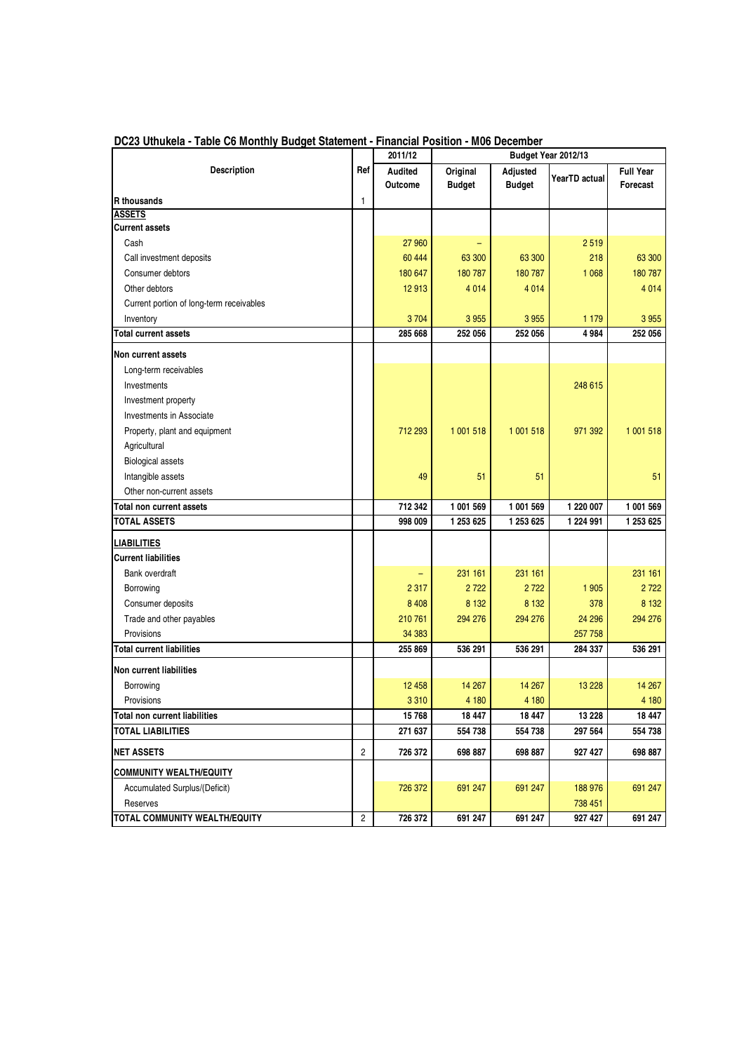## DC23 Uthukela - Table C6 Monthly Budget Statement - Financial Position - M06 December

| Description | Ref | 2011/12 | Budget Year 2012/13 | | | |
|---|---|---|---|---|---|---|
| | | Audited Outcome | Original Budget | Adjusted Budget | YearTD actual | Full Year Forecast |
| **R thousands** | 1 | | | | | |
| **ASSETS** | | | | | | |
| **Current assets** | | | | | | |
| Cash | | 27 960 | – | | 2 519 | |
| Call investment deposits | | 60 444 | 63 300 | 63 300 | 218 | 63 300 |
| Consumer debtors | | 180 647 | 180 787 | 180 787 | 1 068 | 180 787 |
| Other debtors | | 12 913 | 4 014 | 4 014 | | 4 014 |
| Current portion of long-term receivables | | | | | | |
| Inventory | | 3 704 | 3 955 | 3 955 | 1 179 | 3 955 |
| **Total current assets** | | **285 668** | **252 056** | **252 056** | **4 984** | **252 056** |
| **Non current assets** | | | | | | |
| Long-term receivables | | | | | | |
| Investments | | | | | 248 615 | |
| Investment property | | | | | | |
| Investments in Associate | | | | | | |
| Property, plant and equipment | | 712 293 | 1 001 518 | 1 001 518 | 971 392 | 1 001 518 |
| Agricultural | | | | | | |
| Biological assets | | | | | | |
| Intangible assets | | 49 | 51 | 51 | | 51 |
| Other non-current assets | | | | | | |
| **Total non current assets** | | **712 342** | **1 001 569** | **1 001 569** | **1 220 007** | **1 001 569** |
| **TOTAL ASSETS** | | **998 009** | **1 253 625** | **1 253 625** | **1 224 991** | **1 253 625** |
| **LIABILITIES** | | | | | | |
| **Current liabilities** | | | | | | |
| Bank overdraft | | – | 231 161 | 231 161 | | 231 161 |
| Borrowing | | 2 317 | 2 722 | 2 722 | 1 905 | 2 722 |
| Consumer deposits | | 8 408 | 8 132 | 8 132 | 378 | 8 132 |
| Trade and other payables | | 210 761 | 294 276 | 294 276 | 24 296 | 294 276 |
| Provisions | | 34 383 | | | 257 758 | |
| **Total current liabilities** | | **255 869** | **536 291** | **536 291** | **284 337** | **536 291** |
| **Non current liabilities** | | | | | | |
| Borrowing | | 12 458 | 14 267 | 14 267 | 13 228 | 14 267 |
| Provisions | | 3 310 | 4 180 | 4 180 | | 4 180 |
| **Total non current liabilities** | | **15 768** | **18 447** | **18 447** | **13 228** | **18 447** |
| **TOTAL LIABILITIES** | | **271 637** | **554 738** | **554 738** | **297 564** | **554 738** |
| **NET ASSETS** | 2 | **726 372** | **698 887** | **698 887** | **927 427** | **698 887** |
| **COMMUNITY WEALTH/EQUITY** | | | | | | |
| Accumulated Surplus/(Deficit) | | 726 372 | 691 247 | 691 247 | 188 976 | 691 247 |
| Reserves | | | | | 738 451 | |
| **TOTAL COMMUNITY WEALTH/EQUITY** | 2 | **726 372** | **691 247** | **691 247** | **927 427** | **691 247** |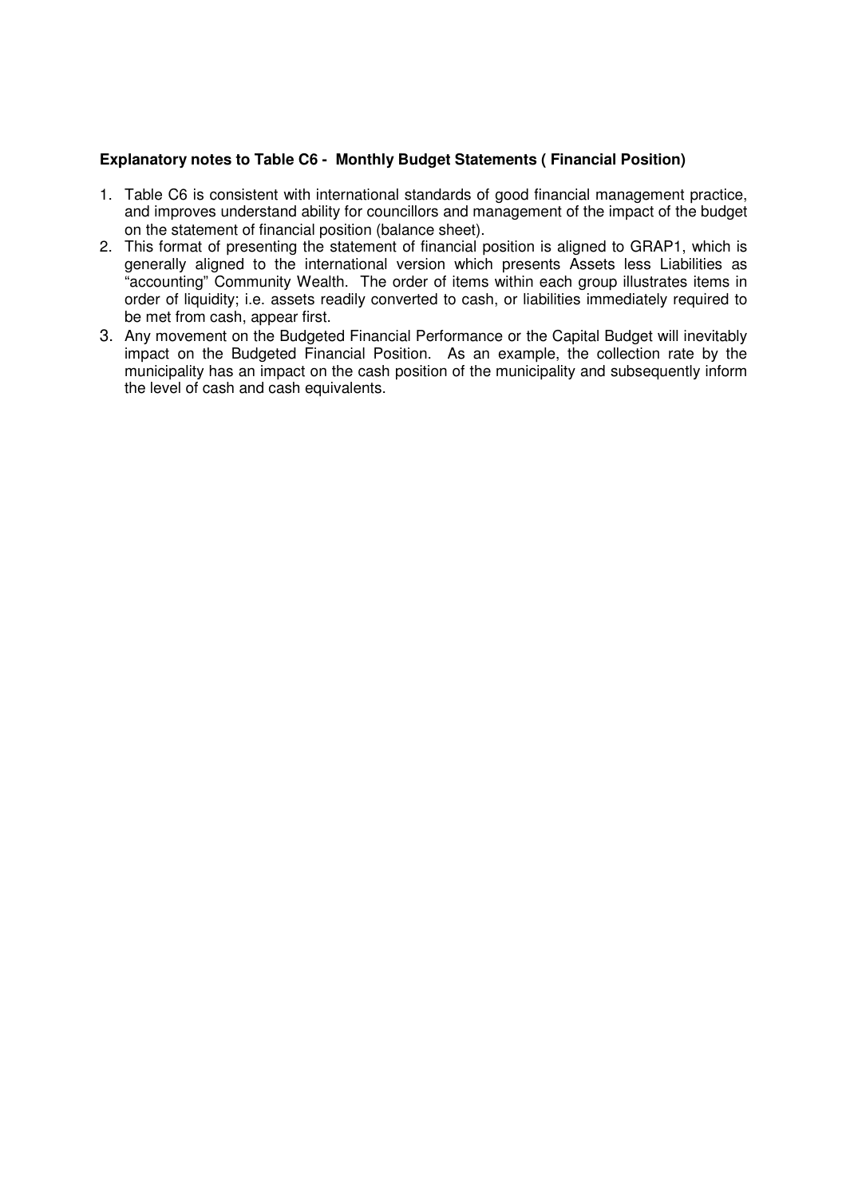**Explanatory notes to Table C6 - Monthly Budget Statements ( Financial Position)**

1. Table C6 is consistent with international standards of good financial management practice, and improves understand ability for councillors and management of the impact of the budget on the statement of financial position (balance sheet).
2. This format of presenting the statement of financial position is aligned to GRAP1, which is generally aligned to the international version which presents Assets less Liabilities as "accounting" Community Wealth. The order of items within each group illustrates items in order of liquidity; i.e. assets readily converted to cash, or liabilities immediately required to be met from cash, appear first.
3. Any movement on the Budgeted Financial Performance or the Capital Budget will inevitably impact on the Budgeted Financial Position. As an example, the collection rate by the municipality has an impact on the cash position of the municipality and subsequently inform the level of cash and cash equivalents.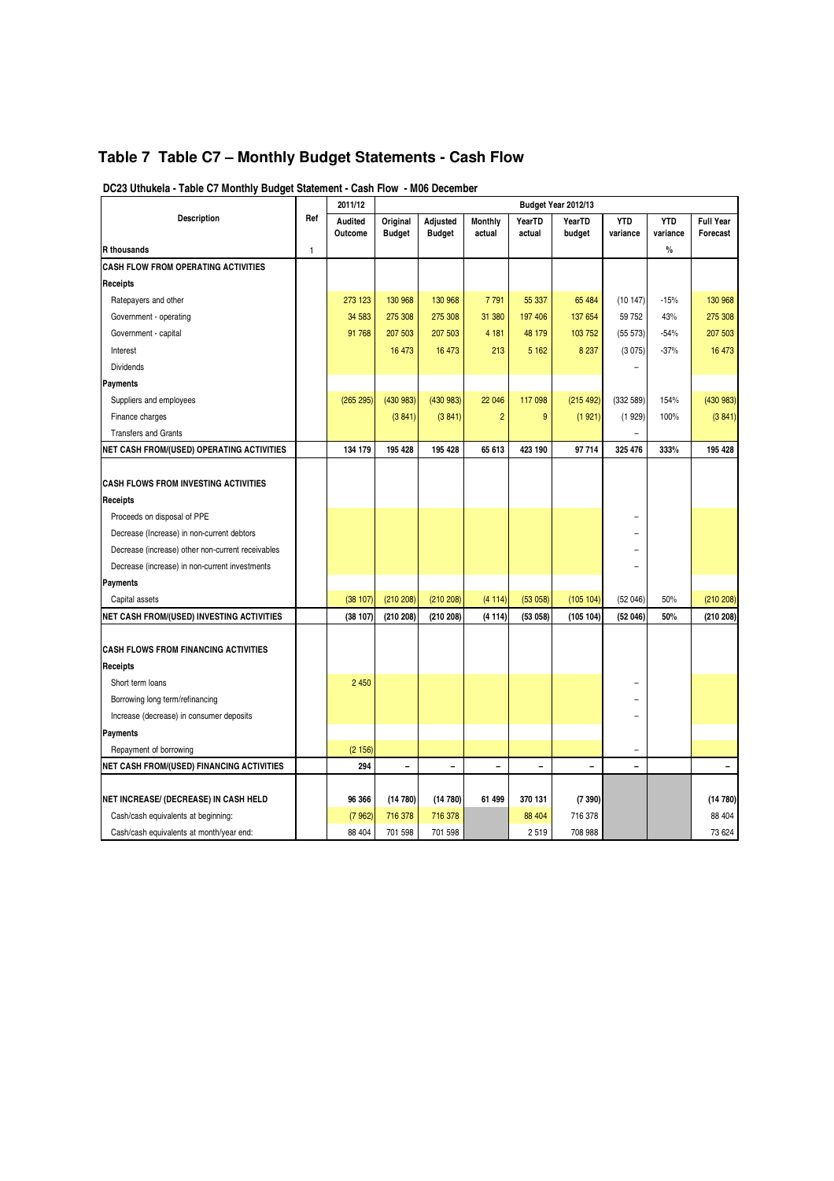# Table 7 Table C7 – Monthly Budget Statements - Cash Flow

**DC23 Uthukela - Table C7 Monthly Budget Statement - Cash Flow - M06 December**

| Description | Ref | 2011/12 | Budget Year 2012/13 | | | | | | | |
|---|---|---|---|---|---|---|---|---|---|---|
| | | Audited Outcome | Original Budget | Adjusted Budget | Monthly actual | YearTD actual | YearTD budget | YTD variance | YTD variance | Full Year Forecast |
| **R thousands** | 1 | | | | | | | | % | |
| **CASH FLOW FROM OPERATING ACTIVITIES** | | | | | | | | | | |
| **Receipts** | | | | | | | | | | |
| Ratepayers and other | | 273 123 | 130 968 | 130 968 | 7 791 | 55 337 | 65 484 | (10 147) | -15% | 130 968 |
| Government - operating | | 34 583 | 275 308 | 275 308 | 31 380 | 197 406 | 137 654 | 59 752 | 43% | 275 308 |
| Government - capital | | 91 768 | 207 503 | 207 503 | 4 181 | 48 179 | 103 752 | (55 573) | -54% | 207 503 |
| Interest | | | 16 473 | 16 473 | 213 | 5 162 | 8 237 | (3 075) | -37% | 16 473 |
| Dividends | | | | | | | | – | | |
| **Payments** | | | | | | | | | | |
| Suppliers and employees | | (265 295) | (430 983) | (430 983) | 22 046 | 117 098 | (215 492) | (332 589) | 154% | (430 983) |
| Finance charges | | | (3 841) | (3 841) | 2 | 9 | (1 921) | (1 929) | 100% | (3 841) |
| Transfers and Grants | | | | | | | | – | | |
| **NET CASH FROM/(USED) OPERATING ACTIVITIES** | | **134 179** | **195 428** | **195 428** | **65 613** | **423 190** | **97 714** | **325 476** | **333%** | **195 428** |
| **CASH FLOWS FROM INVESTING ACTIVITIES** | | | | | | | | | | |
| **Receipts** | | | | | | | | | | |
| Proceeds on disposal of PPE | | | | | | | | – | | |
| Decrease (Increase) in non-current debtors | | | | | | | | – | | |
| Decrease (increase) other non-current receivables | | | | | | | | – | | |
| Decrease (increase) in non-current investments | | | | | | | | – | | |
| **Payments** | | | | | | | | | | |
| Capital assets | | (38 107) | (210 208) | (210 208) | (4 114) | (53 058) | (105 104) | (52 046) | 50% | (210 208) |
| **NET CASH FROM/(USED) INVESTING ACTIVITIES** | | **(38 107)** | **(210 208)** | **(210 208)** | **(4 114)** | **(53 058)** | **(105 104)** | **(52 046)** | **50%** | **(210 208)** |
| **CASH FLOWS FROM FINANCING ACTIVITIES** | | | | | | | | | | |
| **Receipts** | | | | | | | | | | |
| Short term loans | | 2 450 | | | | | | – | | |
| Borrowing long term/refinancing | | | | | | | | – | | |
| Increase (decrease) in consumer deposits | | | | | | | | – | | |
| **Payments** | | | | | | | | | | |
| Repayment of borrowing | | (2 156) | | | | | | – | | |
| **NET CASH FROM/(USED) FINANCING ACTIVITIES** | | **294** | **–** | **–** | **–** | **–** | **–** | **–** | | **–** |
| **NET INCREASE/ (DECREASE) IN CASH HELD** | | **96 366** | **(14 780)** | **(14 780)** | **61 499** | **370 131** | **(7 390)** | | | **(14 780)** |
| Cash/cash equivalents at beginning: | | (7 962) | 716 378 | 716 378 | | 88 404 | 716 378 | | | 88 404 |
| Cash/cash equivalents at month/year end: | | 88 404 | 701 598 | 701 598 | | 2 519 | 708 988 | | | 73 624 |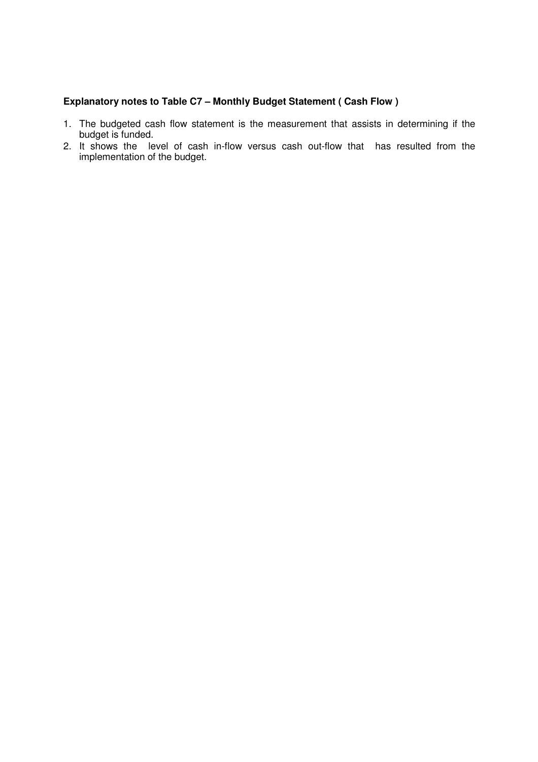**Explanatory notes to Table C7 – Monthly Budget Statement ( Cash Flow )**

1. The budgeted cash flow statement is the measurement that assists in determining if the budget is funded.
2. It shows the level of cash in-flow versus cash out-flow that has resulted from the implementation of the budget.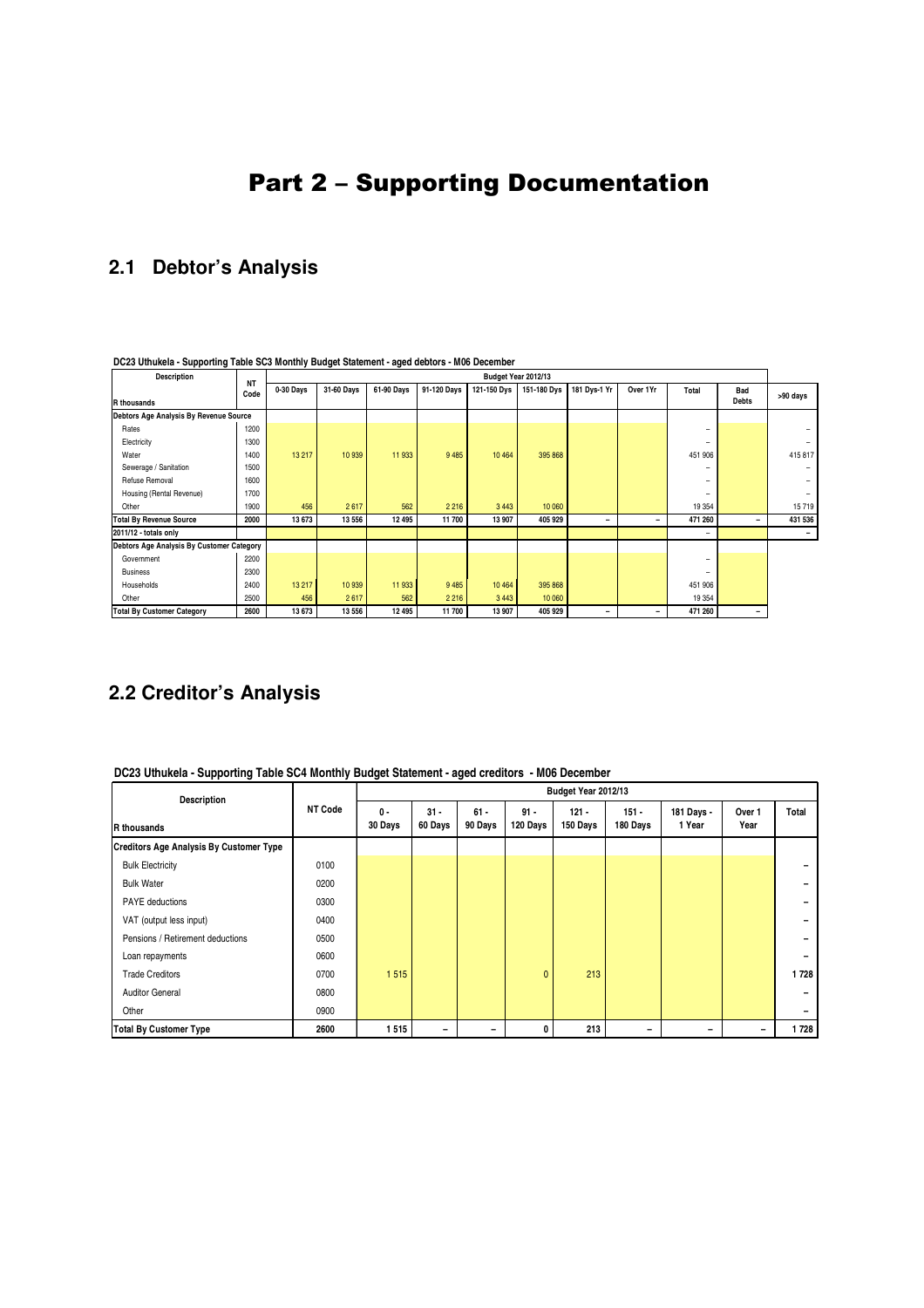# Part 2 – Supporting Documentation

## 2.1 Debtor's Analysis

**DC23 Uthukela - Supporting Table SC3 Monthly Budget Statement - aged debtors - M06 December**

| Description | NT Code | Budget Year 2012/13 | | | | | | | | | | |
|---|---|---|---|---|---|---|---|---|---|---|---|---|
| R thousands | | 0-30 Days | 31-60 Days | 61-90 Days | 91-120 Days | 121-150 Dys | 151-180 Dys | 181 Dys-1 Yr | Over 1Yr | Total | Bad Debts | >90 days |
| **Debtors Age Analysis By Revenue Source** | | | | | | | | | | | | |
| Rates | 1200 | | | | | | | | | – | | – |
| Electricity | 1300 | | | | | | | | | – | | – |
| Water | 1400 | 13 217 | 10 939 | 11 933 | 9 485 | 10 464 | 395 868 | | | 451 906 | | 415 817 |
| Sewerage / Sanitation | 1500 | | | | | | | | | – | | – |
| Refuse Removal | 1600 | | | | | | | | | – | | – |
| Housing (Rental Revenue) | 1700 | | | | | | | | | – | | – |
| Other | 1900 | 456 | 2 617 | 562 | 2 216 | 3 443 | 10 060 | | | 19 354 | | 15 719 |
| **Total By Revenue Source** | **2000** | **13 673** | **13 556** | **12 495** | **11 700** | **13 907** | **405 929** | **–** | **–** | **471 260** | **–** | **431 536** |
| **2011/12 - totals only** | | | | | | | | | | – | | – |
| **Debtors Age Analysis By Customer Category** | | | | | | | | | | | | |
| Government | 2200 | | | | | | | | | – | | |
| Business | 2300 | | | | | | | | | – | | |
| Households | 2400 | 13 217 | 10 939 | 11 933 | 9 485 | 10 464 | 395 868 | | | 451 906 | | |
| Other | 2500 | 456 | 2 617 | 562 | 2 216 | 3 443 | 10 060 | | | 19 354 | | |
| **Total By Customer Category** | **2600** | **13 673** | **13 556** | **12 495** | **11 700** | **13 907** | **405 929** | **–** | **–** | **471 260** | **–** | |

## 2.2 Creditor's Analysis

**DC23 Uthukela - Supporting Table SC4 Monthly Budget Statement - aged creditors - M06 December**

| Description | NT Code | Budget Year 2012/13 | | | | | | | | |
|---|---|---|---|---|---|---|---|---|---|---|
| R thousands | | 0 - 30 Days | 31 - 60 Days | 61 - 90 Days | 91 - 120 Days | 121 - 150 Days | 151 - 180 Days | 181 Days - 1 Year | Over 1 Year | Total |
| **Creditors Age Analysis By Customer Type** | | | | | | | | | | |
| Bulk Electricity | 0100 | | | | | | | | | – |
| Bulk Water | 0200 | | | | | | | | | – |
| PAYE deductions | 0300 | | | | | | | | | – |
| VAT (output less input) | 0400 | | | | | | | | | – |
| Pensions / Retirement deductions | 0500 | | | | | | | | | – |
| Loan repayments | 0600 | | | | | | | | | – |
| Trade Creditors | 0700 | 1 515 | | | 0 | 213 | | | | 1 728 |
| Auditor General | 0800 | | | | | | | | | – |
| Other | 0900 | | | | | | | | | – |
| **Total By Customer Type** | **2600** | **1 515** | **–** | **–** | **0** | **213** | **–** | **–** | **–** | **1 728** |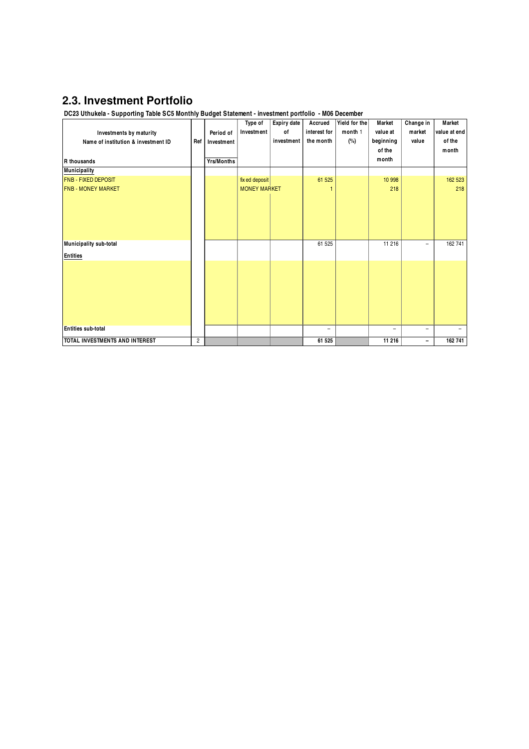## 2.3. Investment Portfolio

**DC23 Uthukela - Supporting Table SC5 Monthly Budget Statement - investment portfolio - M06 December**

| Investments by maturity<br>Name of institution & investment ID | Ref | Period of Investment | Type of Investment | Expiry date of investment | Accrued interest for the month | Yield for the month 1 (%) | Market value at beginning of the month | Change in market value | Market value at end of the month |
|---|---|---|---|---|---|---|---|---|---|
| R thousands | | Yrs/Months | | | | | | | |
| **Municipality** | | | | | | | | | |
| FNB - FIXED DEPOSIT | | | fixed deposit | | 61 525 | | 10 998 | | 162 523 |
| FNB - MONEY MARKET | | | MONEY MARKET | | 1 | | 218 | | 218 |
| **Municipality sub-total** | | | | | 61 525 | | 11 216 | – | 162 741 |
| **Entities** | | | | | | | | | |
| **Entities sub-total** | | | | | – | | – | – | – |
| **TOTAL INVESTMENTS AND INTEREST** | 2 | | | | **61 525** | | **11 216** | **–** | **162 741** |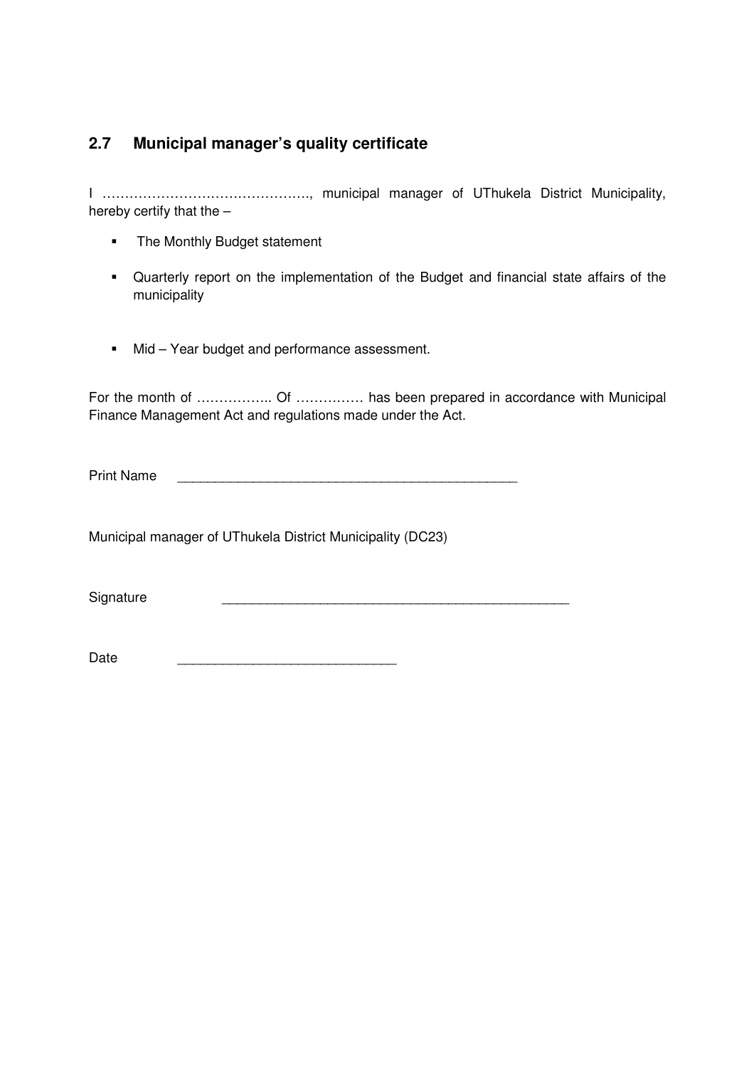## 2.7 Municipal manager's quality certificate

I ………………………………………., municipal manager of UThukela District Municipality, hereby certify that the –

- The Monthly Budget statement
- Quarterly report on the implementation of the Budget and financial state affairs of the municipality
- Mid – Year budget and performance assessment.

For the month of …………….. Of …………… has been prepared in accordance with Municipal Finance Management Act and regulations made under the Act.

Print Name ______________________________________________

Municipal manager of UThukela District Municipality (DC23)

Signature ______________________________________________

Date ____________________________